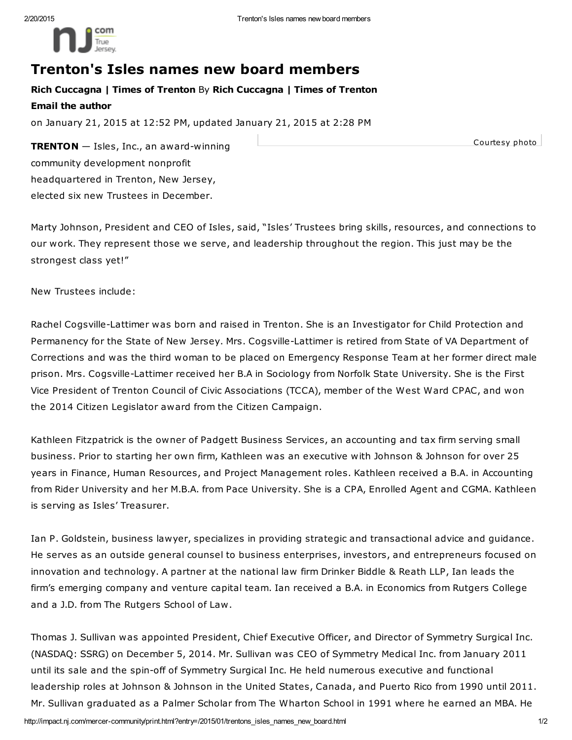# Trenton's Isles names new board members

**Rich Cuccagna | Times of Trenton** By **Rich Cuccagna | Times of Trenton**

**Email the author**

on January 21, 2015 at 12:52 PM, updated January 21, 2015 at 2:28 PM

Courtesy photo

**TRENTON** — Isles, Inc., an award-winning community development nonprofit headquartered in Trenton, New Jersey, elected six new Trustees in December.

Marty Johnson, President and CEO of Isles, said, "Isles' Trustees bring skills, resources, and connections to our work. They represent those we serve, and leadership throughout the region. This just may be the strongest class yet!"

New Trustees include:

Rachel Cogsville-Lattimer was born and raised in Trenton. She is an Investigator for Child Protection and Permanency for the State of New Jersey. Mrs. Cogsville-Lattimer is retired from State of VA Department of Corrections and was the third woman to be placed on Emergency Response Team at her former direct male prison. Mrs. Cogsville-Lattimer received her B.A in Sociology from Norfolk State University. She is the First Vice President of Trenton Council of Civic Associations (TCCA), member of the West Ward CPAC, and won the 2014 Citizen Legislator award from the Citizen Campaign.

Kathleen Fitzpatrick is the owner of Padgett Business Services, an accounting and tax firm serving small business. Prior to starting her own firm, Kathleen was an executive with Johnson & Johnson for over 25 years in Finance, Human Resources, and Project Management roles. Kathleen received a B.A. in Accounting from Rider University and her M.B.A. from Pace University. She is a CPA, Enrolled Agent and CGMA. Kathleen is serving as Isles' Treasurer.

Ian P. Goldstein, business lawyer, specializes in providing strategic and transactional advice and guidance. He serves as an outside general counsel to business enterprises, investors, and entrepreneurs focused on innovation and technology. A partner at the national law firm Drinker Biddle & Reath LLP, Ian leads the firm's emerging company and venture capital team. Ian received a B.A. in Economics from Rutgers College and a J.D. from The Rutgers School of Law.

Thomas J. Sullivan was appointed President, Chief Executive Officer, and Director of Symmetry Surgical Inc. (NASDAQ: SSRG) on December 5, 2014. Mr. Sullivan was CEO of Symmetry Medical Inc. from January 2011 until its sale and the spin-off of Symmetry Surgical Inc. He held numerous executive and functional leadership roles at Johnson & Johnson in the United States, Canada, and Puerto Rico from 1990 until 2011. Mr. Sullivan graduated as a Palmer Scholar from The Wharton School in 1991 where he earned an MBA. He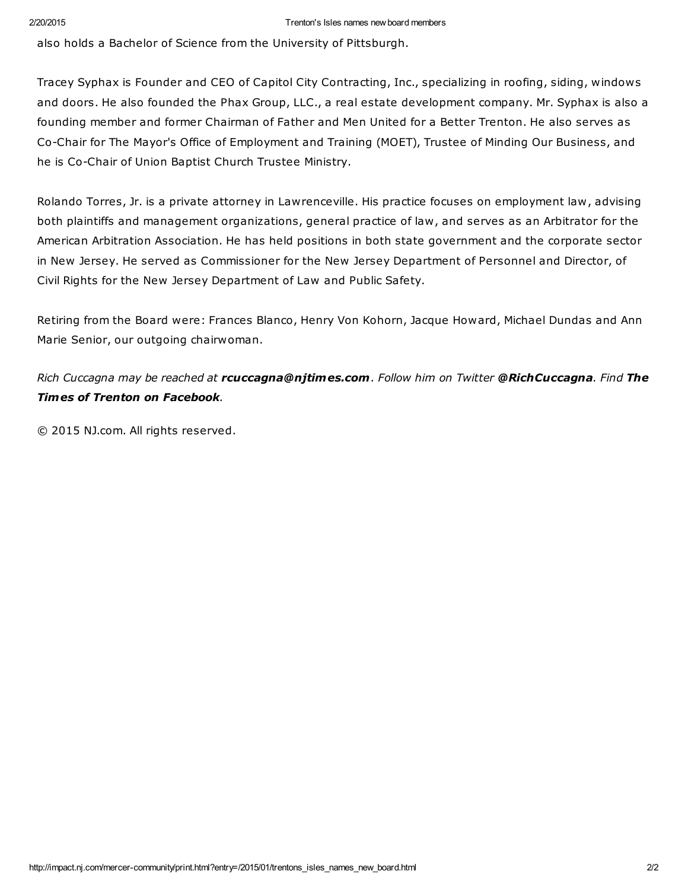also holds a Bachelor of Science from the University of Pittsburgh.

Tracey Syphax is Founder and CEO of Capitol City Contracting, Inc., specializing in roofing, siding, windows and doors. He also founded the Phax Group, LLC., a real estate development company. Mr. Syphax is also a founding member and former Chairman of Father and Men United for a Better Trenton. He also serves as Co-Chair for The Mayor's Office of Employment and Training (MOET), Trustee of Minding Our Business, and he is Co-Chair of Union Baptist Church Trustee Ministry.

Rolando Torres, Jr. is a private attorney in Lawrenceville. His practice focuses on employment law, advising both plaintiffs and management organizations, general practice of law, and serves as an Arbitrator for the American Arbitration Association. He has held positions in both state government and the corporate sector in New Jersey. He served as Commissioner for the New Jersey Department of Personnel and Director, of Civil Rights for the New Jersey Department of Law and Public Safety.

Retiring from the Board were: Frances Blanco, Henry Von Kohorn, Jacque Howard, Michael Dundas and Ann Marie Senior, our outgoing chairwoman.

*Rich Cuccagna may be reached at **rcuccagna@njtimes.com**. Follow him on Twitter **@RichCuccagna**. Find **The Times of Trenton on Facebook**.*

© 2015 NJ.com. All rights reserved.